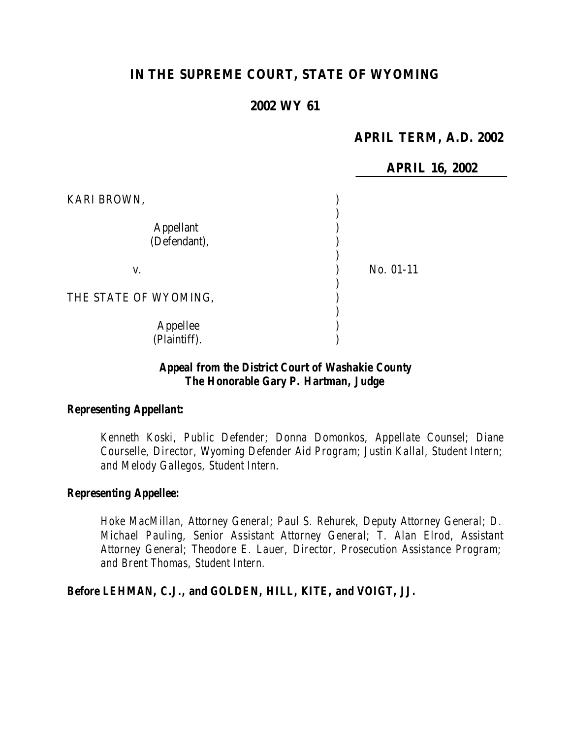# IN THE SUPREME COURT, STATE OF WYOMING

## 2002 WY 61

**APRIL TERM, A.D. 2002**

**APRIL 16, 2002**

| | | |
|---|---|---|
| KARI BROWN, | ) | |
| | ) | |
| Appellant | ) | |
| (Defendant), | ) | |
| | ) | |
| v. | ) | No. 01-11 |
| | ) | |
| THE STATE OF WYOMING, | ) | |
| | ) | |
| Appellee | ) | |
| (Plaintiff). | ) | |

***Appeal from the District Court of Washakie County***
***The Honorable Gary P. Hartman, Judge***

***Representing Appellant:***

*Kenneth Koski, Public Defender; Donna Domonkos, Appellate Counsel; Diane Courselle, Director, Wyoming Defender Aid Program; Justin Kallal, Student Intern; and Melody Gallegos, Student Intern.*

***Representing Appellee:***

*Hoke MacMillan, Attorney General; Paul S. Rehurek, Deputy Attorney General; D. Michael Pauling, Senior Assistant Attorney General; T. Alan Elrod, Assistant Attorney General; Theodore E. Lauer, Director, Prosecution Assistance Program; and Brent Thomas, Student Intern.*

***Before LEHMAN, C.J., and GOLDEN, HILL, KITE, and VOIGT, JJ.***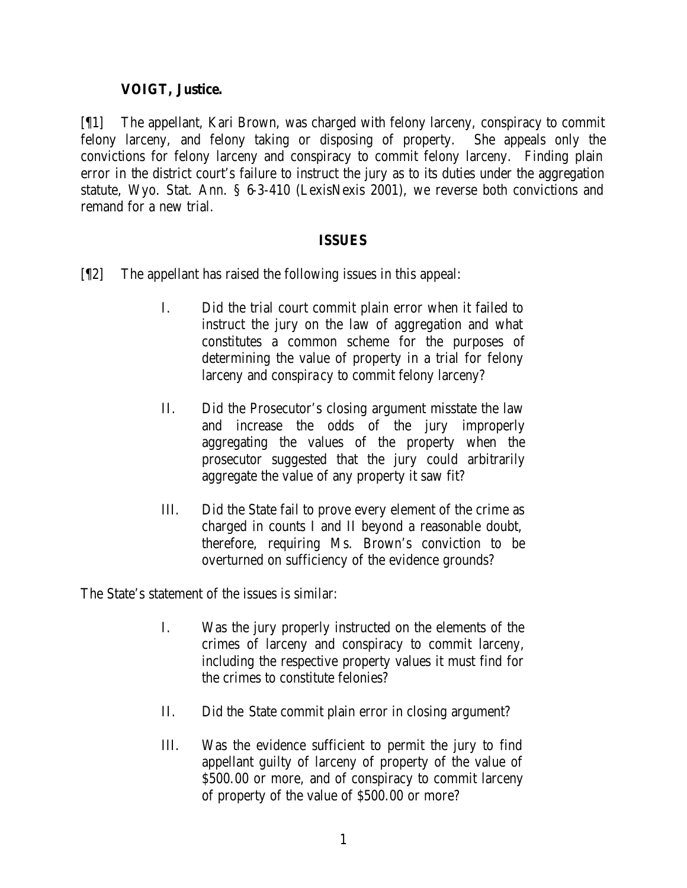**VOIGT, Justice.**

[¶1] The appellant, Kari Brown, was charged with felony larceny, conspiracy to commit felony larceny, and felony taking or disposing of property. She appeals only the convictions for felony larceny and conspiracy to commit felony larceny. Finding plain error in the district court's failure to instruct the jury as to its duties under the aggregation statute, Wyo. Stat. Ann. § 6-3-410 (LexisNexis 2001), we reverse both convictions and remand for a new trial.

## ISSUES

[¶2] The appellant has raised the following issues in this appeal:

> I. Did the trial court commit plain error when it failed to instruct the jury on the law of aggregation and what constitutes a common scheme for the purposes of determining the value of property in a trial for felony larceny and conspiracy to commit felony larceny?
>
> II. Did the Prosecutor's closing argument misstate the law and increase the odds of the jury improperly aggregating the values of the property when the prosecutor suggested that the jury could arbitrarily aggregate the value of any property it saw fit?
>
> III. Did the State fail to prove every element of the crime as charged in counts I and II beyond a reasonable doubt, therefore, requiring Ms. Brown's conviction to be overturned on sufficiency of the evidence grounds?

The State's statement of the issues is similar:

> I. Was the jury properly instructed on the elements of the crimes of larceny and conspiracy to commit larceny, including the respective property values it must find for the crimes to constitute felonies?
>
> II. Did the State commit plain error in closing argument?
>
> III. Was the evidence sufficient to permit the jury to find appellant guilty of larceny of property of the value of $500.00 or more, and of conspiracy to commit larceny of property of the value of $500.00 or more?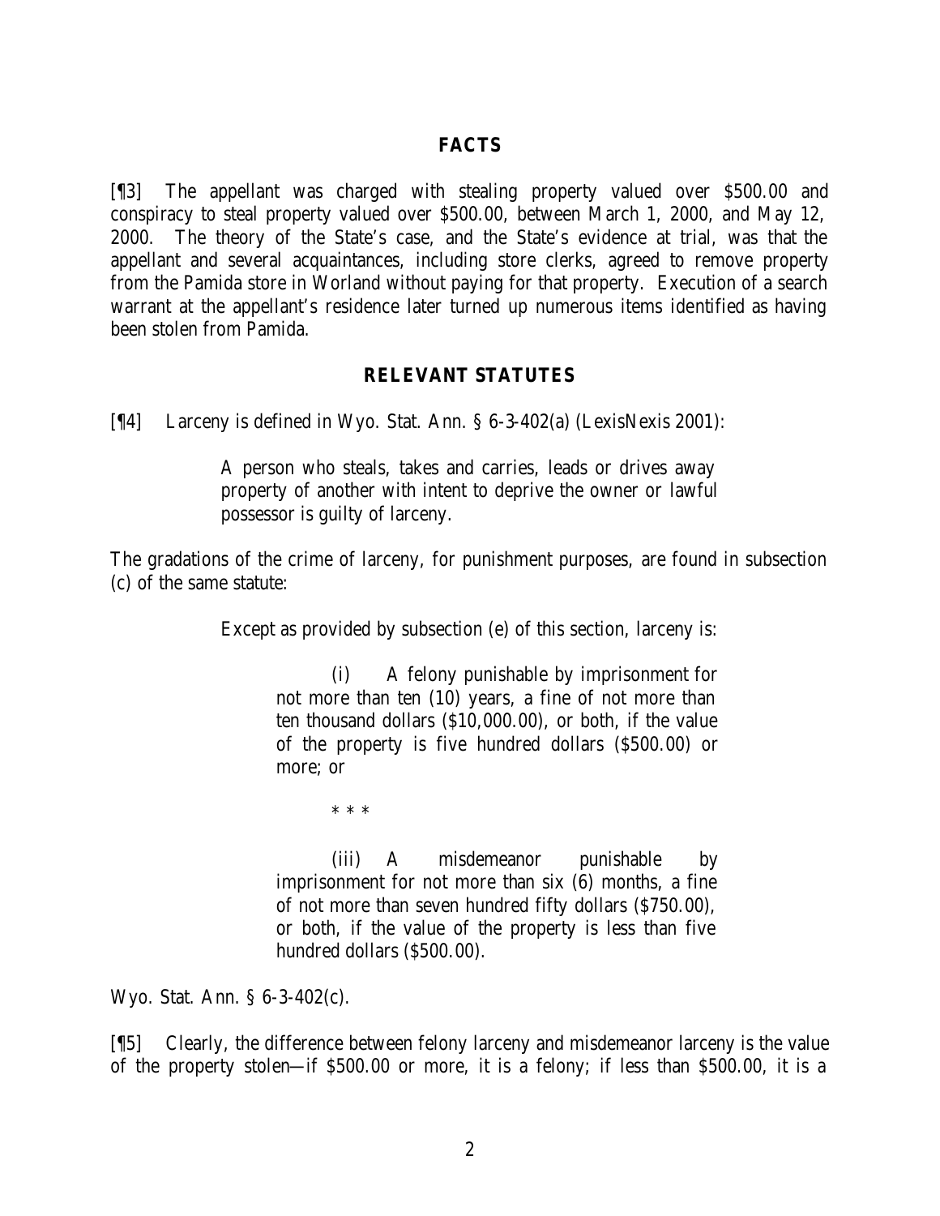## FACTS

[¶3] The appellant was charged with stealing property valued over $500.00 and conspiracy to steal property valued over $500.00, between March 1, 2000, and May 12, 2000. The theory of the State's case, and the State's evidence at trial, was that the appellant and several acquaintances, including store clerks, agreed to remove property from the Pamida store in Worland without paying for that property. Execution of a search warrant at the appellant's residence later turned up numerous items identified as having been stolen from Pamida.

## RELEVANT STATUTES

[¶4] Larceny is defined in Wyo. Stat. Ann. § 6-3-402(a) (LexisNexis 2001):

> A person who steals, takes and carries, leads or drives away property of another with intent to deprive the owner or lawful possessor is guilty of larceny.

The gradations of the crime of larceny, for punishment purposes, are found in subsection (c) of the same statute:

> Except as provided by subsection (e) of this section, larceny is:
>
> > (i) A felony punishable by imprisonment for not more than ten (10) years, a fine of not more than ten thousand dollars ($10,000.00), or both, if the value of the property is five hundred dollars ($500.00) or more; or
> >
> > * * *
> >
> > (iii) A misdemeanor punishable by imprisonment for not more than six (6) months, a fine of not more than seven hundred fifty dollars ($750.00), or both, if the value of the property is less than five hundred dollars ($500.00).

Wyo. Stat. Ann. § 6-3-402(c).

[¶5] Clearly, the difference between felony larceny and misdemeanor larceny is the value of the property stolen—if $500.00 or more, it is a felony; if less than $500.00, it is a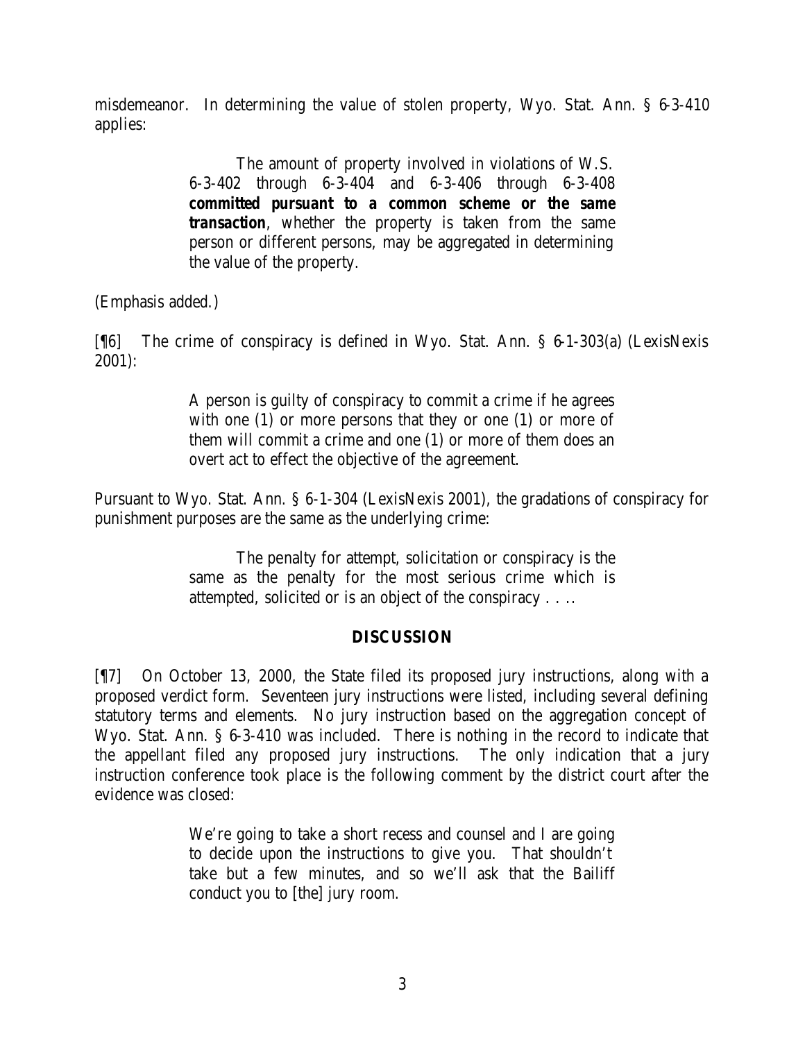misdemeanor. In determining the value of stolen property, Wyo. Stat. Ann. § 6-3-410 applies:

> The amount of property involved in violations of W.S. 6-3-402 through 6-3-404 and 6-3-406 through 6-3-408 ***committed pursuant to a common scheme or the same transaction***, whether the property is taken from the same person or different persons, may be aggregated in determining the value of the property.

(Emphasis added.)

[¶6] The crime of conspiracy is defined in Wyo. Stat. Ann. § 6-1-303(a) (LexisNexis 2001):

> A person is guilty of conspiracy to commit a crime if he agrees with one (1) or more persons that they or one (1) or more of them will commit a crime and one (1) or more of them does an overt act to effect the objective of the agreement.

Pursuant to Wyo. Stat. Ann. § 6-1-304 (LexisNexis 2001), the gradations of conspiracy for punishment purposes are the same as the underlying crime:

> The penalty for attempt, solicitation or conspiracy is the same as the penalty for the most serious crime which is attempted, solicited or is an object of the conspiracy . . ..

## DISCUSSION

[¶7] On October 13, 2000, the State filed its proposed jury instructions, along with a proposed verdict form. Seventeen jury instructions were listed, including several defining statutory terms and elements. No jury instruction based on the aggregation concept of Wyo. Stat. Ann. § 6-3-410 was included. There is nothing in the record to indicate that the appellant filed any proposed jury instructions. The only indication that a jury instruction conference took place is the following comment by the district court after the evidence was closed:

> We're going to take a short recess and counsel and I are going to decide upon the instructions to give you. That shouldn't take but a few minutes, and so we'll ask that the Bailiff conduct you to [the] jury room.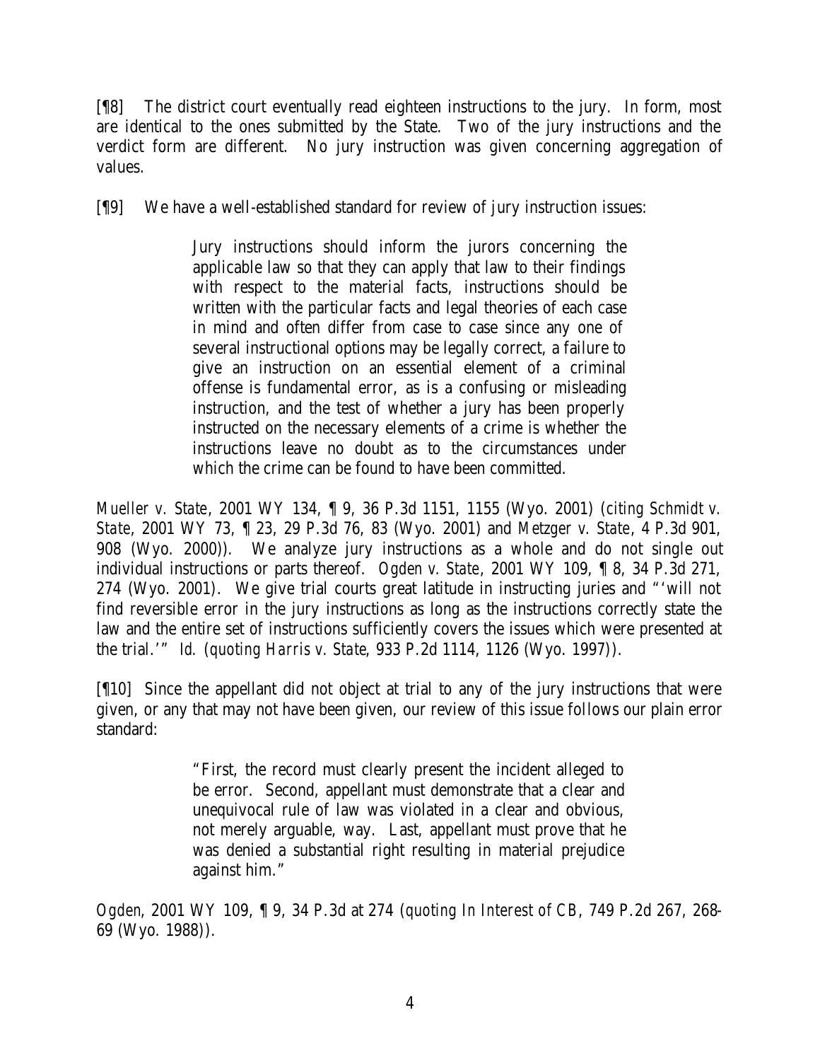[¶8] The district court eventually read eighteen instructions to the jury. In form, most are identical to the ones submitted by the State. Two of the jury instructions and the verdict form are different. No jury instruction was given concerning aggregation of values.

[¶9] We have a well-established standard for review of jury instruction issues:

> Jury instructions should inform the jurors concerning the applicable law so that they can apply that law to their findings with respect to the material facts, instructions should be written with the particular facts and legal theories of each case in mind and often differ from case to case since any one of several instructional options may be legally correct, a failure to give an instruction on an essential element of a criminal offense is fundamental error, as is a confusing or misleading instruction, and the test of whether a jury has been properly instructed on the necessary elements of a crime is whether the instructions leave no doubt as to the circumstances under which the crime can be found to have been committed.

*Mueller v. State*, 2001 WY 134, ¶ 9, 36 P.3d 1151, 1155 (Wyo. 2001) (*citing Schmidt v. State*, 2001 WY 73, ¶ 23, 29 P.3d 76, 83 (Wyo. 2001) and *Metzger v. State*, 4 P.3d 901, 908 (Wyo. 2000)). We analyze jury instructions as a whole and do not single out individual instructions or parts thereof. *Ogden v. State*, 2001 WY 109, ¶ 8, 34 P.3d 271, 274 (Wyo. 2001). We give trial courts great latitude in instructing juries and "'will not find reversible error in the jury instructions as long as the instructions correctly state the law and the entire set of instructions sufficiently covers the issues which were presented at the trial.'" *Id.* (*quoting Harris v. State*, 933 P.2d 1114, 1126 (Wyo. 1997)).

[¶10] Since the appellant did not object at trial to any of the jury instructions that were given, or any that may not have been given, our review of this issue follows our plain error standard:

> "First, the record must clearly present the incident alleged to be error. Second, appellant must demonstrate that a clear and unequivocal rule of law was violated in a clear and obvious, not merely arguable, way. Last, appellant must prove that he was denied a substantial right resulting in material prejudice against him."

*Ogden*, 2001 WY 109, ¶ 9, 34 P.3d at 274 (*quoting In Interest of CB*, 749 P.2d 267, 268-69 (Wyo. 1988)).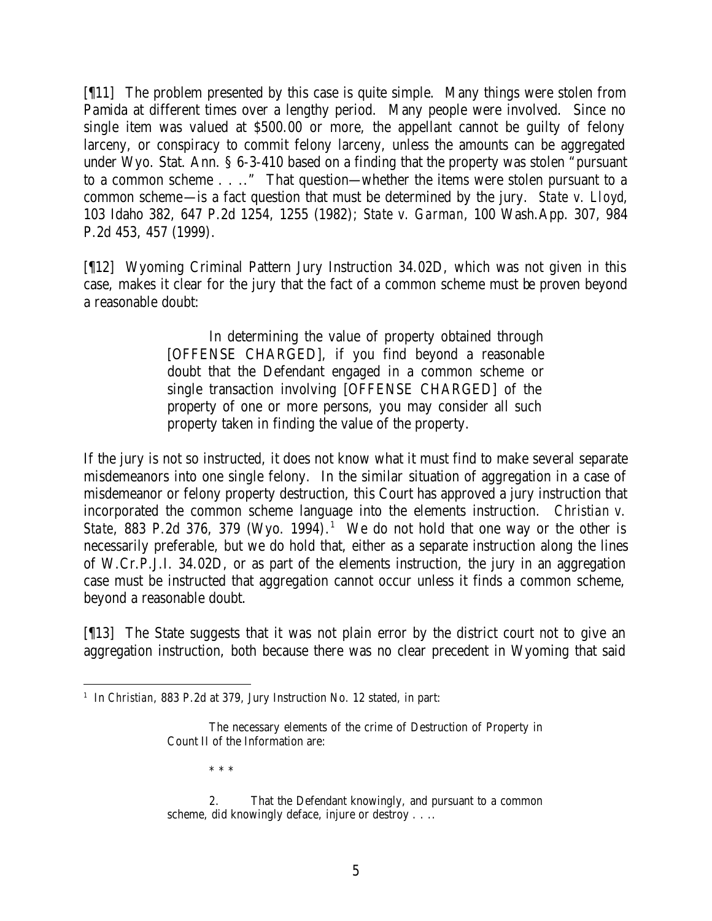[¶11] The problem presented by this case is quite simple. Many things were stolen from Pamida at different times over a lengthy period. Many people were involved. Since no single item was valued at $500.00 or more, the appellant cannot be guilty of felony larceny, or conspiracy to commit felony larceny, unless the amounts can be aggregated under Wyo. Stat. Ann. § 6-3-410 based on a finding that the property was stolen "pursuant to a common scheme . . .." That question—whether the items were stolen pursuant to a common scheme—is a fact question that must be determined by the jury. *State v. Lloyd*, 103 Idaho 382, 647 P.2d 1254, 1255 (1982); *State v. Garman*, 100 Wash.App. 307, 984 P.2d 453, 457 (1999).

[¶12] Wyoming Criminal Pattern Jury Instruction 34.02D, which was not given in this case, makes it clear for the jury that the fact of a common scheme must be proven beyond a reasonable doubt:

> In determining the value of property obtained through [OFFENSE CHARGED], if you find beyond a reasonable doubt that the Defendant engaged in a common scheme or single transaction involving [OFFENSE CHARGED] of the property of one or more persons, you may consider all such property taken in finding the value of the property.

If the jury is not so instructed, it does not know what it must find to make several separate misdemeanors into one single felony. In the similar situation of aggregation in a case of misdemeanor or felony property destruction, this Court has approved a jury instruction that incorporated the common scheme language into the elements instruction. *Christian v. State*, 883 P.2d 376, 379 (Wyo. 1994).[1] We do not hold that one way or the other is necessarily preferable, but we do hold that, either as a separate instruction along the lines of W.Cr.P.J.I. 34.02D, or as part of the elements instruction, the jury in an aggregation case must be instructed that aggregation cannot occur unless it finds a common scheme, beyond a reasonable doubt.

[¶13] The State suggests that it was not plain error by the district court not to give an aggregation instruction, both because there was no clear precedent in Wyoming that said

---

[1] In *Christian*, 883 P.2d at 379, Jury Instruction No. 12 stated, in part:

> The necessary elements of the crime of Destruction of Property in Count II of the Information are:
>
> * * *
>
> 2. That the Defendant knowingly, and pursuant to a common scheme, did knowingly deface, injure or destroy . . ..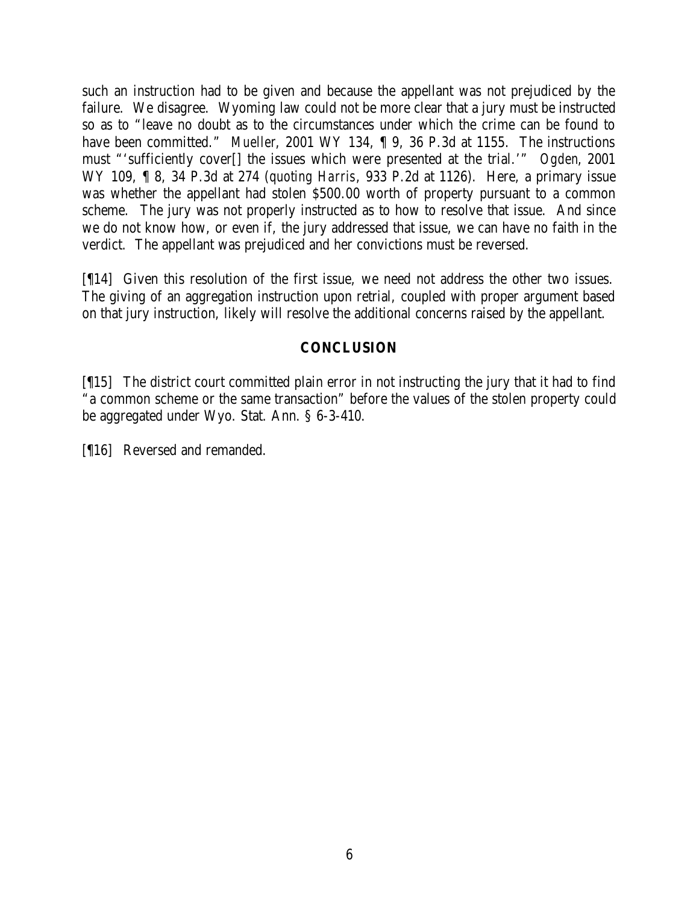such an instruction had to be given and because the appellant was not prejudiced by the failure. We disagree. Wyoming law could not be more clear that a jury must be instructed so as to "leave no doubt as to the circumstances under which the crime can be found to have been committed." *Mueller*, 2001 WY 134, ¶ 9, 36 P.3d at 1155. The instructions must "'sufficiently cover[] the issues which were presented at the trial.'" *Ogden*, 2001 WY 109, ¶ 8, 34 P.3d at 274 (*quoting Harris*, 933 P.2d at 1126). Here, a primary issue was whether the appellant had stolen $500.00 worth of property pursuant to a common scheme. The jury was not properly instructed as to how to resolve that issue. And since we do not know how, or even if, the jury addressed that issue, we can have no faith in the verdict. The appellant was prejudiced and her convictions must be reversed.

[¶14] Given this resolution of the first issue, we need not address the other two issues. The giving of an aggregation instruction upon retrial, coupled with proper argument based on that jury instruction, likely will resolve the additional concerns raised by the appellant.

## CONCLUSION

[¶15] The district court committed plain error in not instructing the jury that it had to find "a common scheme or the same transaction" before the values of the stolen property could be aggregated under Wyo. Stat. Ann. § 6-3-410.

[¶16] Reversed and remanded.